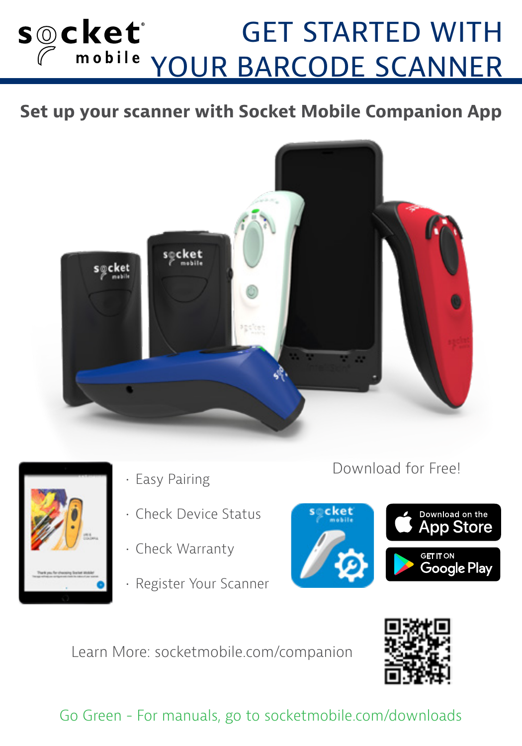# GET STARTED WITH YOUR BARCODE SCANNER

## Set up your scanner with Socket Mobile Companion App

- Easy Pairing
- Check Device Status
- Check Warranty
- Register Your Scanner

Download for Free!

Download on the App Store

GET IT ON Google Play

Learn More: socketmobile.com/companion

Go Green - For manuals, go to socketmobile.com/downloads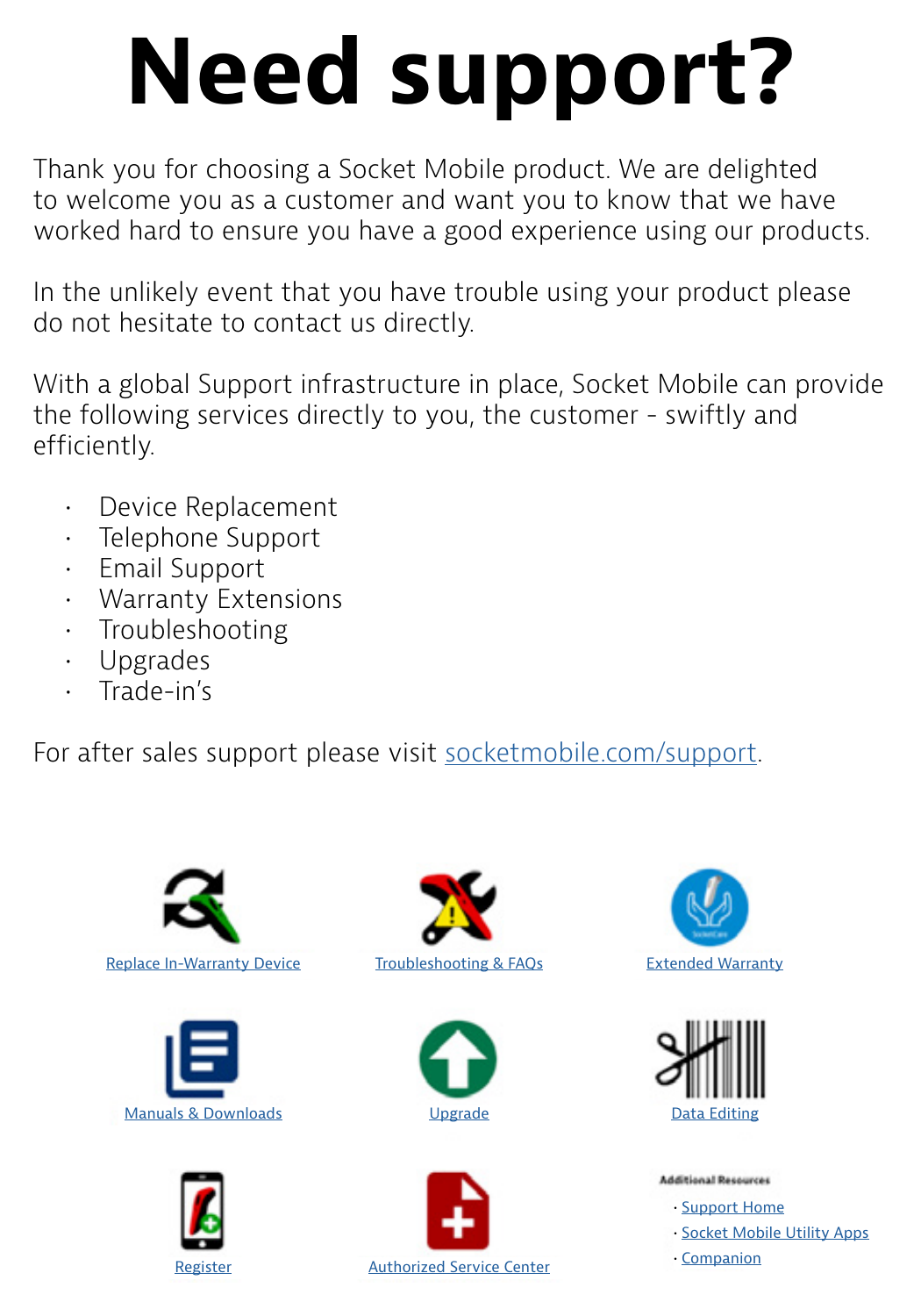# Need support?

Thank you for choosing a Socket Mobile product. We are delighted to welcome you as a customer and want you to know that we have worked hard to ensure you have a good experience using our products.

In the unlikely event that you have trouble using your product please do not hesitate to contact us directly.

With a global Support infrastructure in place, Socket Mobile can provide the following services directly to you, the customer - swiftly and efficiently.

- Device Replacement
- Telephone Support
- Email Support
- Warranty Extensions
- Troubleshooting
- Upgrades
- Trade-in's

For after sales support please visit socketmobile.com/support.

Replace In-Warranty Device

Troubleshooting & FAQs

Extended Warranty

Manuals & Downloads

Upgrade

Data Editing

Register

Authorized Service Center

**Additional Resources**

- Support Home
- Socket Mobile Utility Apps
- Companion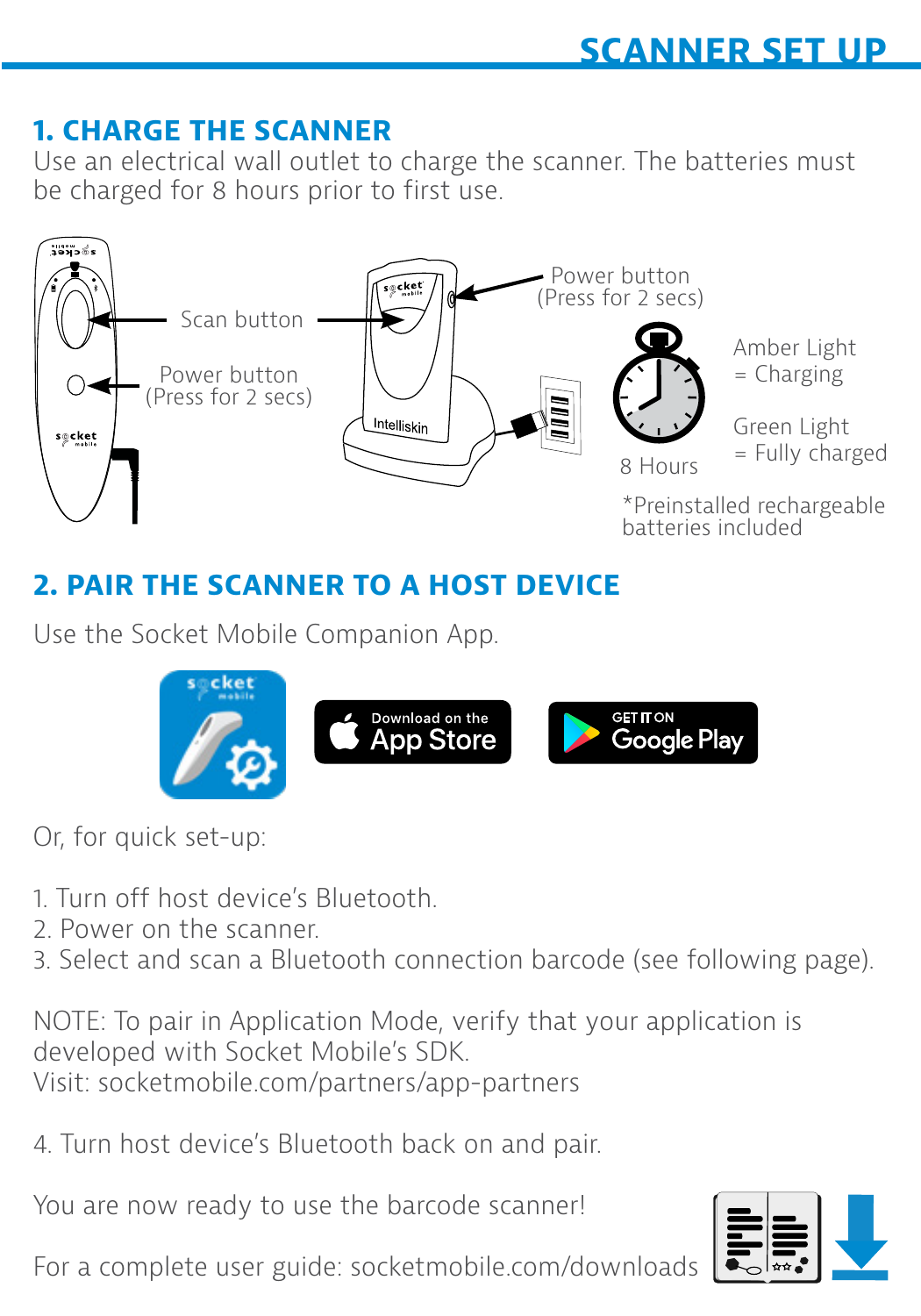# SCANNER SET UP

## 1. CHARGE THE SCANNER

Use an electrical wall outlet to charge the scanner. The batteries must be charged for 8 hours prior to first use.

Scan button

Power button
(Press for 2 secs)

Power button
(Press for 2 secs)

8 Hours

Amber Light
= Charging

Green Light
= Fully charged

*Preinstalled rechargeable batteries included

## 2. PAIR THE SCANNER TO A HOST DEVICE

Use the Socket Mobile Companion App.

Download on the App Store

GET IT ON Google Play

Or, for quick set-up:

1. Turn off host device's Bluetooth.
2. Power on the scanner.
3. Select and scan a Bluetooth connection barcode (see following page).

NOTE: To pair in Application Mode, verify that your application is developed with Socket Mobile's SDK.
Visit: socketmobile.com/partners/app-partners

4. Turn host device's Bluetooth back on and pair.

You are now ready to use the barcode scanner!

For a complete user guide: socketmobile.com/downloads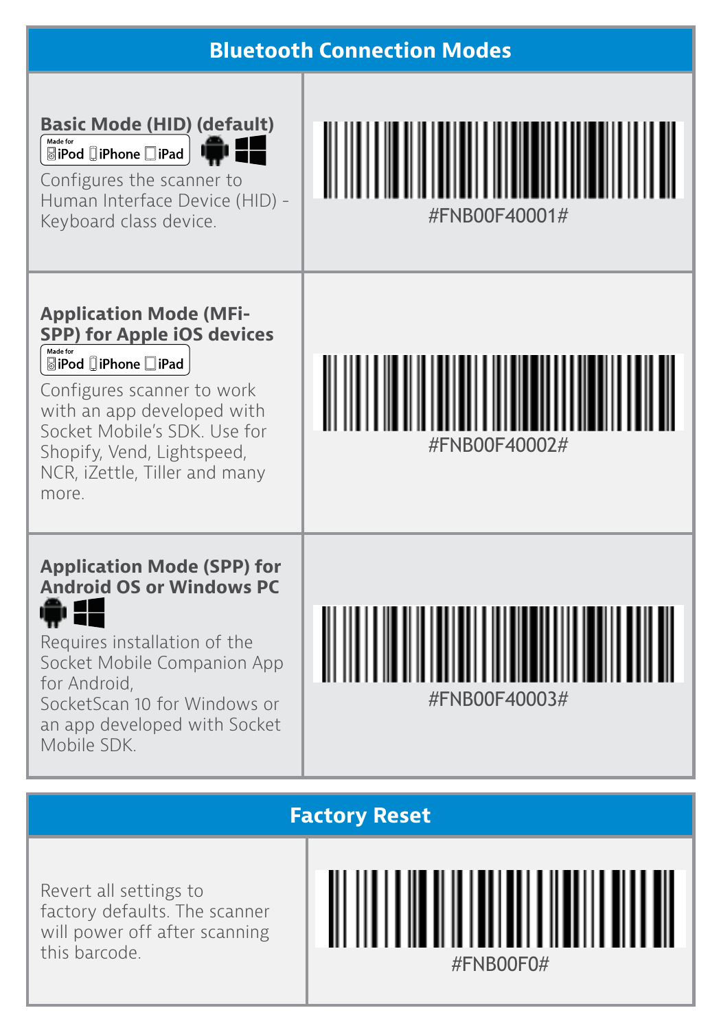## Bluetooth Connection Modes

| | |
|---|---|
| **Basic Mode (HID) (default)**<br>Made for iPod iPhone iPad<br>Configures the scanner to Human Interface Device (HID) - Keyboard class device. | #FNB00F40001# |
| **Application Mode (MFi-SPP) for Apple iOS devices**<br>Made for iPod iPhone iPad<br>Configures scanner to work with an app developed with Socket Mobile's SDK. Use for Shopify, Vend, Lightspeed, NCR, iZettle, Tiller and many more. | #FNB00F40002# |
| **Application Mode (SPP) for Android OS or Windows PC**<br>Requires installation of the Socket Mobile Companion App for Android,<br>SocketScan 10 for Windows or an app developed with Socket Mobile SDK. | #FNB00F40003# |

## Factory Reset

| | |
|---|---|
| Revert all settings to factory defaults. The scanner will power off after scanning this barcode. | #FNB00F0# |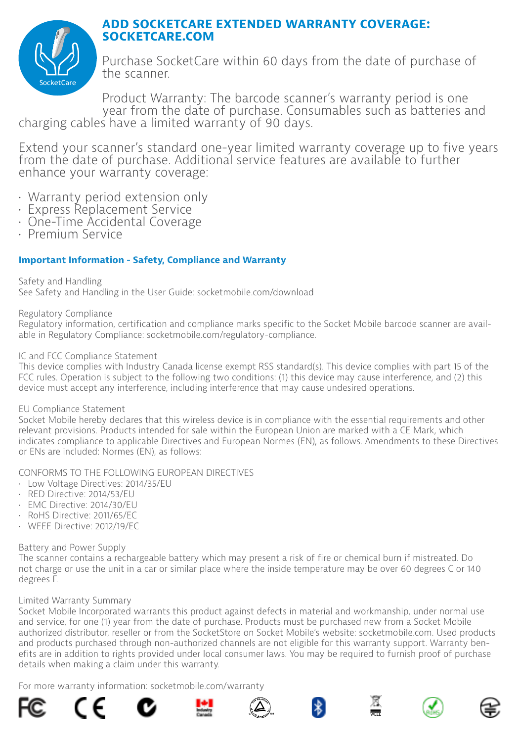SocketCare

## ADD SOCKETCARE EXTENDED WARRANTY COVERAGE: SOCKETCARE.COM

Purchase SocketCare within 60 days from the date of purchase of the scanner.

Product Warranty: The barcode scanner's warranty period is one year from the date of purchase. Consumables such as batteries and charging cables have a limited warranty of 90 days.

Extend your scanner's standard one-year limited warranty coverage up to five years from the date of purchase. Additional service features are available to further enhance your warranty coverage:

- Warranty period extension only
- Express Replacement Service
- One-Time Accidental Coverage
- Premium Service

### Important Information - Safety, Compliance and Warranty

Safety and Handling
See Safety and Handling in the User Guide: socketmobile.com/download

Regulatory Compliance
Regulatory information, certification and compliance marks specific to the Socket Mobile barcode scanner are available in Regulatory Compliance: socketmobile.com/regulatory-compliance.

IC and FCC Compliance Statement
This device complies with Industry Canada license exempt RSS standard(s). This device complies with part 15 of the FCC rules. Operation is subject to the following two conditions: (1) this device may cause interference, and (2) this device must accept any interference, including interference that may cause undesired operations.

EU Compliance Statement
Socket Mobile hereby declares that this wireless device is in compliance with the essential requirements and other relevant provisions. Products intended for sale within the European Union are marked with a CE Mark, which indicates compliance to applicable Directives and European Normes (EN), as follows. Amendments to these Directives or ENs are included: Normes (EN), as follows:

CONFORMS TO THE FOLLOWING EUROPEAN DIRECTIVES

- Low Voltage Directives: 2014/35/EU
- RED Directive: 2014/53/EU
- EMC Directive: 2014/30/EU
- RoHS Directive: 2011/65/EC
- WEEE Directive: 2012/19/EC

Battery and Power Supply
The scanner contains a rechargeable battery which may present a risk of fire or chemical burn if mistreated. Do not charge or use the unit in a car or similar place where the inside temperature may be over 60 degrees C or 140 degrees F.

Limited Warranty Summary
Socket Mobile Incorporated warrants this product against defects in material and workmanship, under normal use and service, for one (1) year from the date of purchase. Products must be purchased new from a Socket Mobile authorized distributor, reseller or from the SocketStore on Socket Mobile's website: socketmobile.com. Used products and products purchased through non-authorized channels are not eligible for this warranty support. Warranty benefits are in addition to rights provided under local consumer laws. You may be required to furnish proof of purchase details when making a claim under this warranty.

For more warranty information: socketmobile.com/warranty